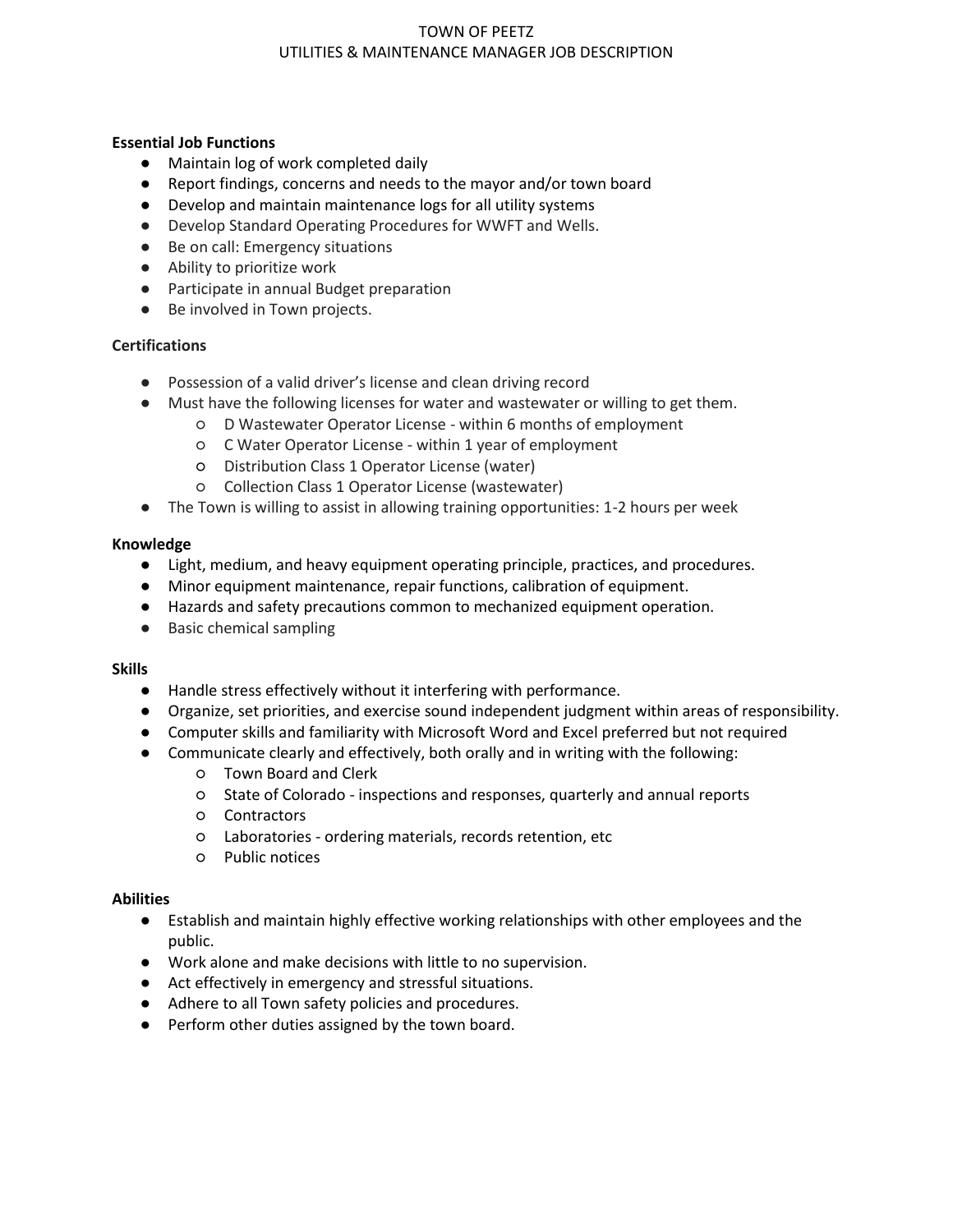# TOWN OF PEETZ
## UTILITIES & MAINTENANCE MANAGER JOB DESCRIPTION

**Essential Job Functions**

- Maintain log of work completed daily
- Report findings, concerns and needs to the mayor and/or town board
- Develop and maintain maintenance logs for all utility systems
- Develop Standard Operating Procedures for WWFT and Wells.
- Be on call: Emergency situations
- Ability to prioritize work
- Participate in annual Budget preparation
- Be involved in Town projects.

**Certifications**

- Possession of a valid driver's license and clean driving record
- Must have the following licenses for water and wastewater or willing to get them.
  - D Wastewater Operator License - within 6 months of employment
  - C Water Operator License - within 1 year of employment
  - Distribution Class 1 Operator License (water)
  - Collection Class 1 Operator License (wastewater)
- The Town is willing to assist in allowing training opportunities: 1-2 hours per week

**Knowledge**

- Light, medium, and heavy equipment operating principle, practices, and procedures.
- Minor equipment maintenance, repair functions, calibration of equipment.
- Hazards and safety precautions common to mechanized equipment operation.
- Basic chemical sampling

**Skills**

- Handle stress effectively without it interfering with performance.
- Organize, set priorities, and exercise sound independent judgment within areas of responsibility.
- Computer skills and familiarity with Microsoft Word and Excel preferred but not required
- Communicate clearly and effectively, both orally and in writing with the following:
  - Town Board and Clerk
  - State of Colorado - inspections and responses, quarterly and annual reports
  - Contractors
  - Laboratories - ordering materials, records retention, etc
  - Public notices

**Abilities**

- Establish and maintain highly effective working relationships with other employees and the public.
- Work alone and make decisions with little to no supervision.
- Act effectively in emergency and stressful situations.
- Adhere to all Town safety policies and procedures.
- Perform other duties assigned by the town board.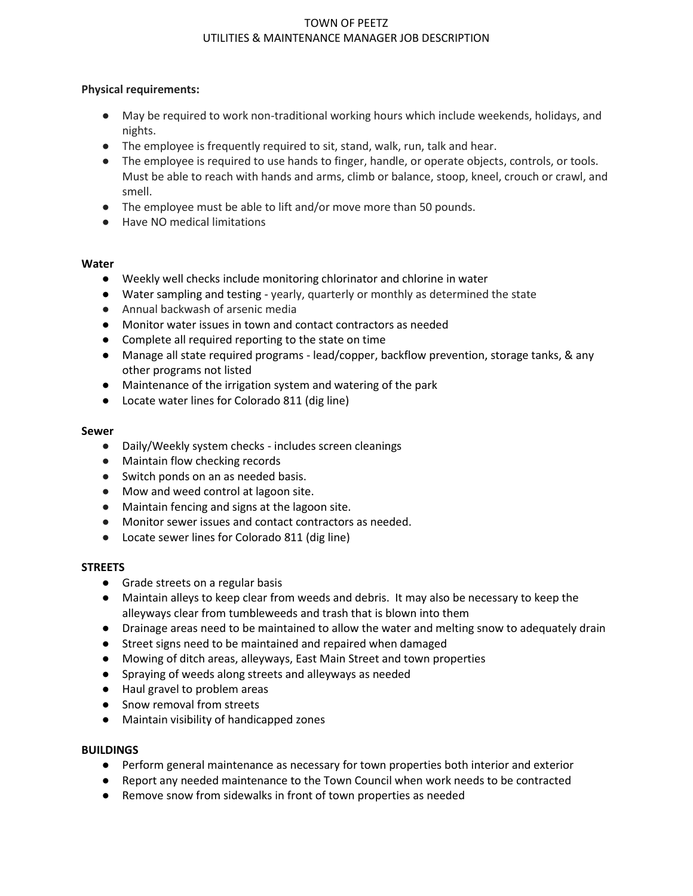**Physical requirements:**

- May be required to work non-traditional working hours which include weekends, holidays, and nights.
- The employee is frequently required to sit, stand, walk, run, talk and hear.
- The employee is required to use hands to finger, handle, or operate objects, controls, or tools. Must be able to reach with hands and arms, climb or balance, stoop, kneel, crouch or crawl, and smell.
- The employee must be able to lift and/or move more than 50 pounds.
- Have NO medical limitations

**Water**

- Weekly well checks include monitoring chlorinator and chlorine in water
- Water sampling and testing - yearly, quarterly or monthly as determined the state
- Annual backwash of arsenic media
- Monitor water issues in town and contact contractors as needed
- Complete all required reporting to the state on time
- Manage all state required programs - lead/copper, backflow prevention, storage tanks, & any other programs not listed
- Maintenance of the irrigation system and watering of the park
- Locate water lines for Colorado 811 (dig line)

**Sewer**

- Daily/Weekly system checks - includes screen cleanings
- Maintain flow checking records
- Switch ponds on an as needed basis.
- Mow and weed control at lagoon site.
- Maintain fencing and signs at the lagoon site.
- Monitor sewer issues and contact contractors as needed.
- Locate sewer lines for Colorado 811 (dig line)

**STREETS**

- Grade streets on a regular basis
- Maintain alleys to keep clear from weeds and debris. It may also be necessary to keep the alleyways clear from tumbleweeds and trash that is blown into them
- Drainage areas need to be maintained to allow the water and melting snow to adequately drain
- Street signs need to be maintained and repaired when damaged
- Mowing of ditch areas, alleyways, East Main Street and town properties
- Spraying of weeds along streets and alleyways as needed
- Haul gravel to problem areas
- Snow removal from streets
- Maintain visibility of handicapped zones

**BUILDINGS**

- Perform general maintenance as necessary for town properties both interior and exterior
- Report any needed maintenance to the Town Council when work needs to be contracted
- Remove snow from sidewalks in front of town properties as needed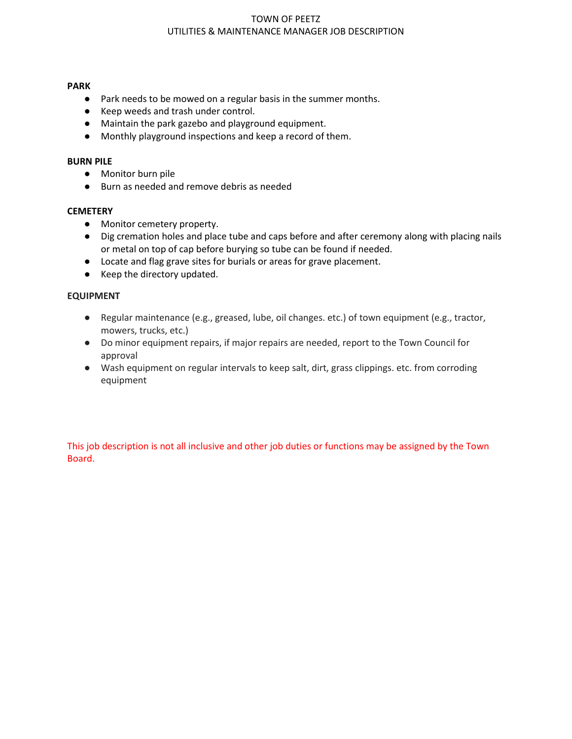**PARK**

- Park needs to be mowed on a regular basis in the summer months.
- Keep weeds and trash under control.
- Maintain the park gazebo and playground equipment.
- Monthly playground inspections and keep a record of them.

**BURN PILE**

- Monitor burn pile
- Burn as needed and remove debris as needed

**CEMETERY**

- Monitor cemetery property.
- Dig cremation holes and place tube and caps before and after ceremony along with placing nails or metal on top of cap before burying so tube can be found if needed.
- Locate and flag grave sites for burials or areas for grave placement.
- Keep the directory updated.

**EQUIPMENT**

- Regular maintenance (e.g., greased, lube, oil changes. etc.) of town equipment (e.g., tractor, mowers, trucks, etc.)
- Do minor equipment repairs, if major repairs are needed, report to the Town Council for approval
- Wash equipment on regular intervals to keep salt, dirt, grass clippings. etc. from corroding equipment

This job description is not all inclusive and other job duties or functions may be assigned by the Town Board.